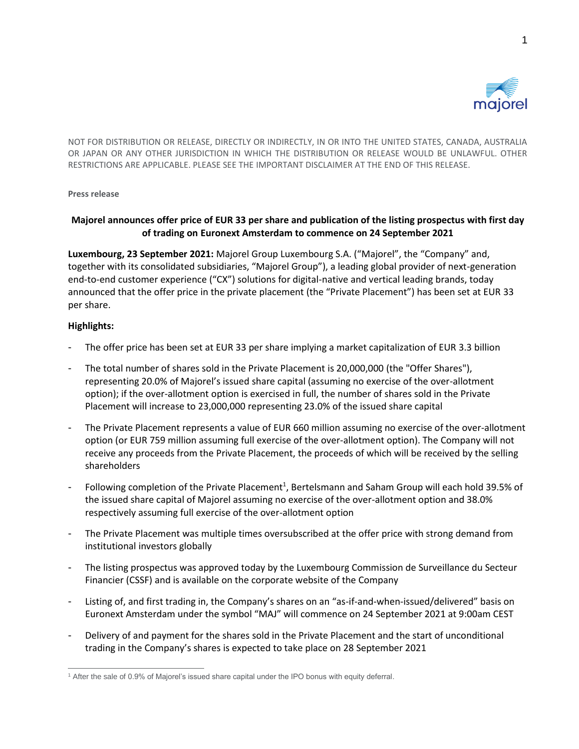NOT FOR DISTRIBUTION OR RELEASE, DIRECTLY OR INDIRECTLY, IN OR INTO THE UNITED STATES, CANADA, AUSTRALIA OR JAPAN OR ANY OTHER JURISDICTION IN WHICH THE DISTRIBUTION OR RELEASE WOULD BE UNLAWFUL. OTHER RESTRICTIONS ARE APPLICABLE. PLEASE SEE THE IMPORTANT DISCLAIMER AT THE END OF THIS RELEASE.

**Press release**

# Majorel announces offer price of EUR 33 per share and publication of the listing prospectus with first day of trading on Euronext Amsterdam to commence on 24 September 2021

**Luxembourg, 23 September 2021:** Majorel Group Luxembourg S.A. ("Majorel", the "Company" and, together with its consolidated subsidiaries, "Majorel Group"), a leading global provider of next-generation end-to-end customer experience ("CX") solutions for digital-native and vertical leading brands, today announced that the offer price in the private placement (the "Private Placement") has been set at EUR 33 per share.

**Highlights:**

- The offer price has been set at EUR 33 per share implying a market capitalization of EUR 3.3 billion
- The total number of shares sold in the Private Placement is 20,000,000 (the "Offer Shares"), representing 20.0% of Majorel's issued share capital (assuming no exercise of the over-allotment option); if the over-allotment option is exercised in full, the number of shares sold in the Private Placement will increase to 23,000,000 representing 23.0% of the issued share capital
- The Private Placement represents a value of EUR 660 million assuming no exercise of the over-allotment option (or EUR 759 million assuming full exercise of the over-allotment option). The Company will not receive any proceeds from the Private Placement, the proceeds of which will be received by the selling shareholders
- Following completion of the Private Placement[1], Bertelsmann and Saham Group will each hold 39.5% of the issued share capital of Majorel assuming no exercise of the over-allotment option and 38.0% respectively assuming full exercise of the over-allotment option
- The Private Placement was multiple times oversubscribed at the offer price with strong demand from institutional investors globally
- The listing prospectus was approved today by the Luxembourg Commission de Surveillance du Secteur Financier (CSSF) and is available on the corporate website of the Company
- Listing of, and first trading in, the Company's shares on an "as-if-and-when-issued/delivered" basis on Euronext Amsterdam under the symbol "MAJ" will commence on 24 September 2021 at 9:00am CEST
- Delivery of and payment for the shares sold in the Private Placement and the start of unconditional trading in the Company's shares is expected to take place on 28 September 2021

[1] After the sale of 0.9% of Majorel's issued share capital under the IPO bonus with equity deferral.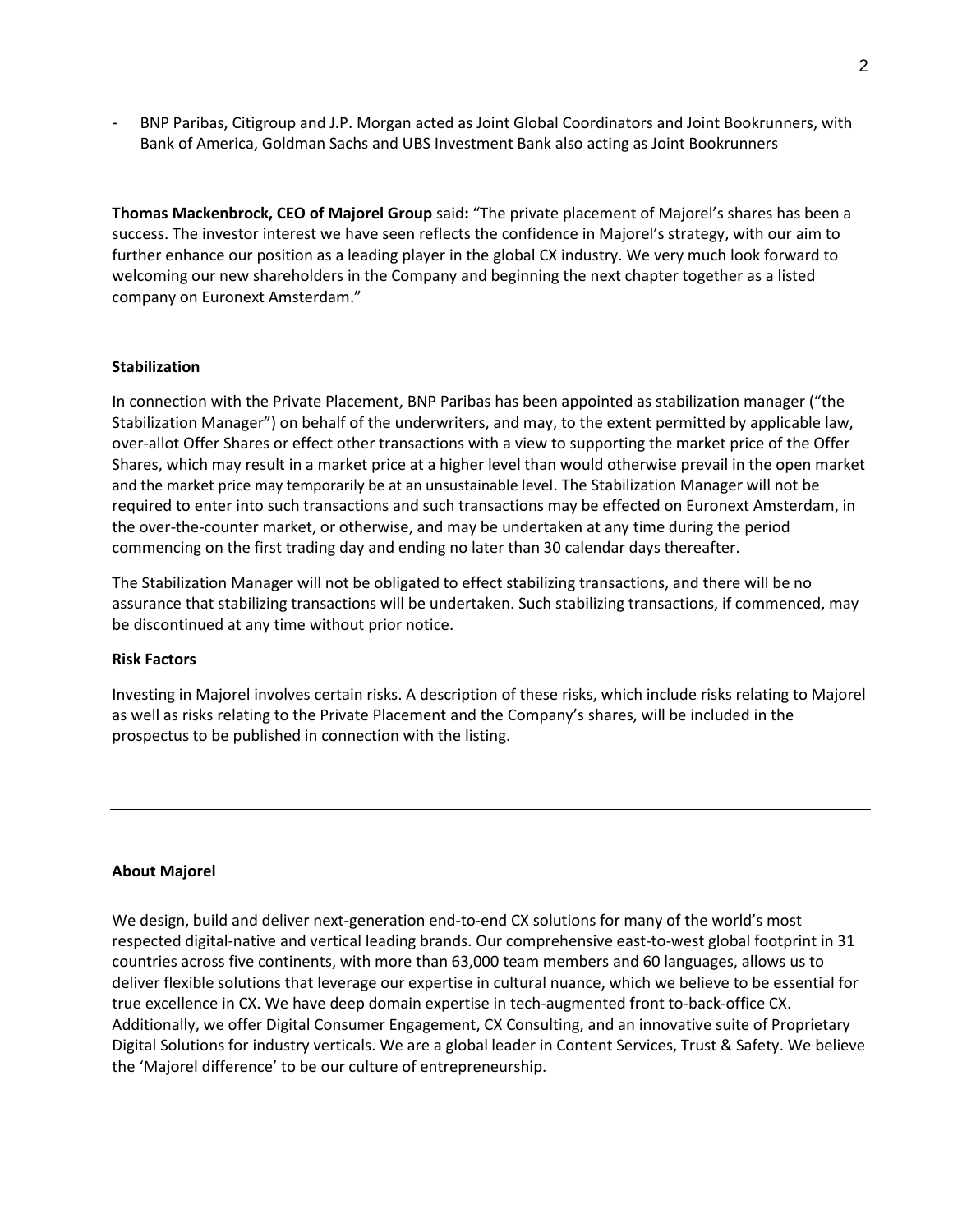- BNP Paribas, Citigroup and J.P. Morgan acted as Joint Global Coordinators and Joint Bookrunners, with Bank of America, Goldman Sachs and UBS Investment Bank also acting as Joint Bookrunners

**Thomas Mackenbrock, CEO of Majorel Group** said**:** "The private placement of Majorel's shares has been a success. The investor interest we have seen reflects the confidence in Majorel's strategy, with our aim to further enhance our position as a leading player in the global CX industry. We very much look forward to welcoming our new shareholders in the Company and beginning the next chapter together as a listed company on Euronext Amsterdam."

**Stabilization**

In connection with the Private Placement, BNP Paribas has been appointed as stabilization manager ("the Stabilization Manager") on behalf of the underwriters, and may, to the extent permitted by applicable law, over-allot Offer Shares or effect other transactions with a view to supporting the market price of the Offer Shares, which may result in a market price at a higher level than would otherwise prevail in the open market and the market price may temporarily be at an unsustainable level. The Stabilization Manager will not be required to enter into such transactions and such transactions may be effected on Euronext Amsterdam, in the over-the-counter market, or otherwise, and may be undertaken at any time during the period commencing on the first trading day and ending no later than 30 calendar days thereafter.

The Stabilization Manager will not be obligated to effect stabilizing transactions, and there will be no assurance that stabilizing transactions will be undertaken. Such stabilizing transactions, if commenced, may be discontinued at any time without prior notice.

**Risk Factors**

Investing in Majorel involves certain risks. A description of these risks, which include risks relating to Majorel as well as risks relating to the Private Placement and the Company's shares, will be included in the prospectus to be published in connection with the listing.

---

**About Majorel**

We design, build and deliver next-generation end-to-end CX solutions for many of the world's most respected digital-native and vertical leading brands. Our comprehensive east-to-west global footprint in 31 countries across five continents, with more than 63,000 team members and 60 languages, allows us to deliver flexible solutions that leverage our expertise in cultural nuance, which we believe to be essential for true excellence in CX. We have deep domain expertise in tech-augmented front to-back-office CX. Additionally, we offer Digital Consumer Engagement, CX Consulting, and an innovative suite of Proprietary Digital Solutions for industry verticals. We are a global leader in Content Services, Trust & Safety. We believe the 'Majorel difference' to be our culture of entrepreneurship.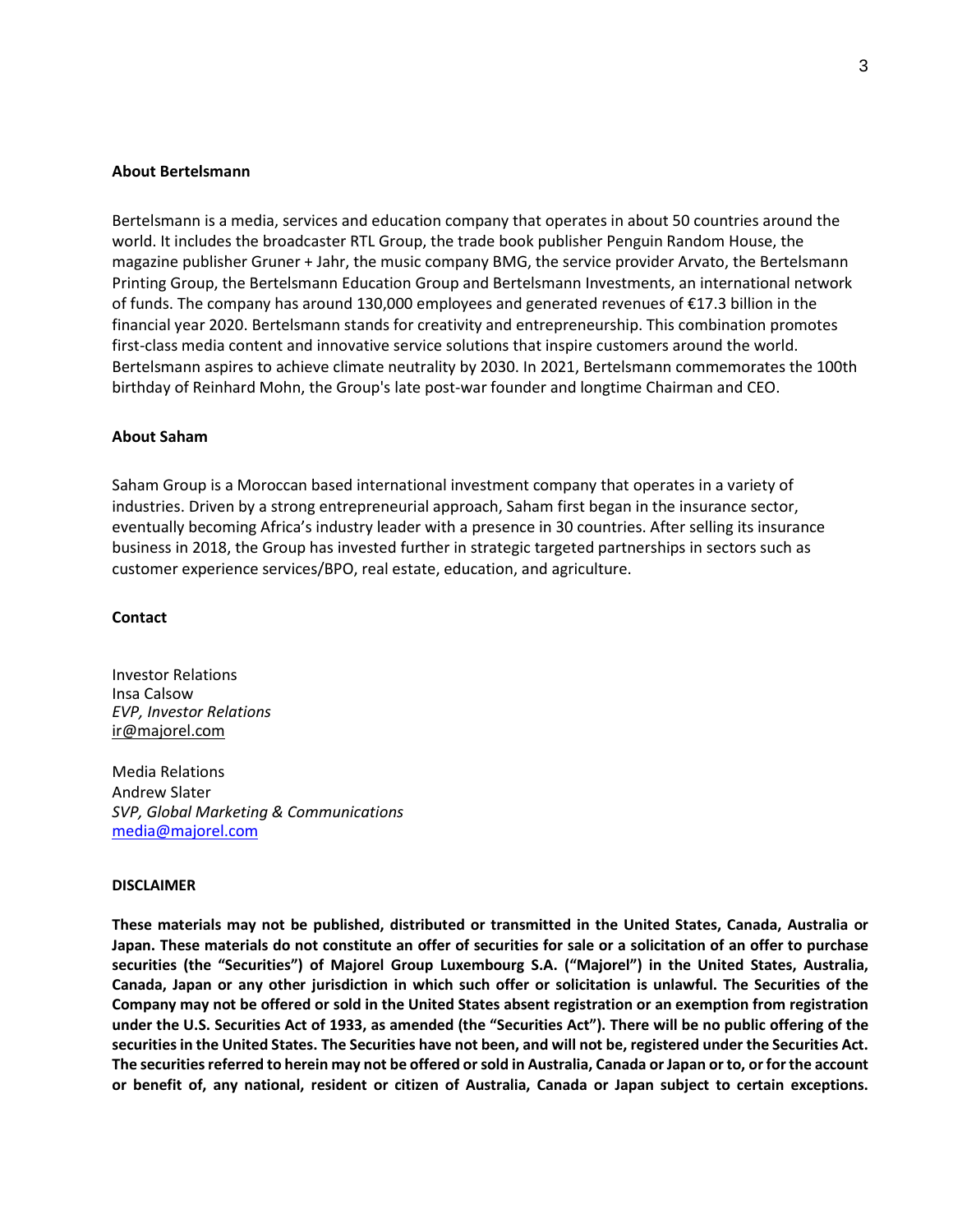**About Bertelsmann**

Bertelsmann is a media, services and education company that operates in about 50 countries around the world. It includes the broadcaster RTL Group, the trade book publisher Penguin Random House, the magazine publisher Gruner + Jahr, the music company BMG, the service provider Arvato, the Bertelsmann Printing Group, the Bertelsmann Education Group and Bertelsmann Investments, an international network of funds. The company has around 130,000 employees and generated revenues of €17.3 billion in the financial year 2020. Bertelsmann stands for creativity and entrepreneurship. This combination promotes first-class media content and innovative service solutions that inspire customers around the world. Bertelsmann aspires to achieve climate neutrality by 2030. In 2021, Bertelsmann commemorates the 100th birthday of Reinhard Mohn, the Group's late post-war founder and longtime Chairman and CEO.

**About Saham**

Saham Group is a Moroccan based international investment company that operates in a variety of industries. Driven by a strong entrepreneurial approach, Saham first began in the insurance sector, eventually becoming Africa's industry leader with a presence in 30 countries. After selling its insurance business in 2018, the Group has invested further in strategic targeted partnerships in sectors such as customer experience services/BPO, real estate, education, and agriculture.

**Contact**

Investor Relations
Insa Calsow
*EVP, Investor Relations*
ir@majorel.com

Media Relations
Andrew Slater
*SVP, Global Marketing & Communications*
media@majorel.com

**DISCLAIMER**

**These materials may not be published, distributed or transmitted in the United States, Canada, Australia or Japan. These materials do not constitute an offer of securities for sale or a solicitation of an offer to purchase securities (the "Securities") of Majorel Group Luxembourg S.A. ("Majorel") in the United States, Australia, Canada, Japan or any other jurisdiction in which such offer or solicitation is unlawful. The Securities of the Company may not be offered or sold in the United States absent registration or an exemption from registration under the U.S. Securities Act of 1933, as amended (the "Securities Act"). There will be no public offering of the securities in the United States. The Securities have not been, and will not be, registered under the Securities Act. The securities referred to herein may not be offered or sold in Australia, Canada or Japan or to, or for the account or benefit of, any national, resident or citizen of Australia, Canada or Japan subject to certain exceptions.**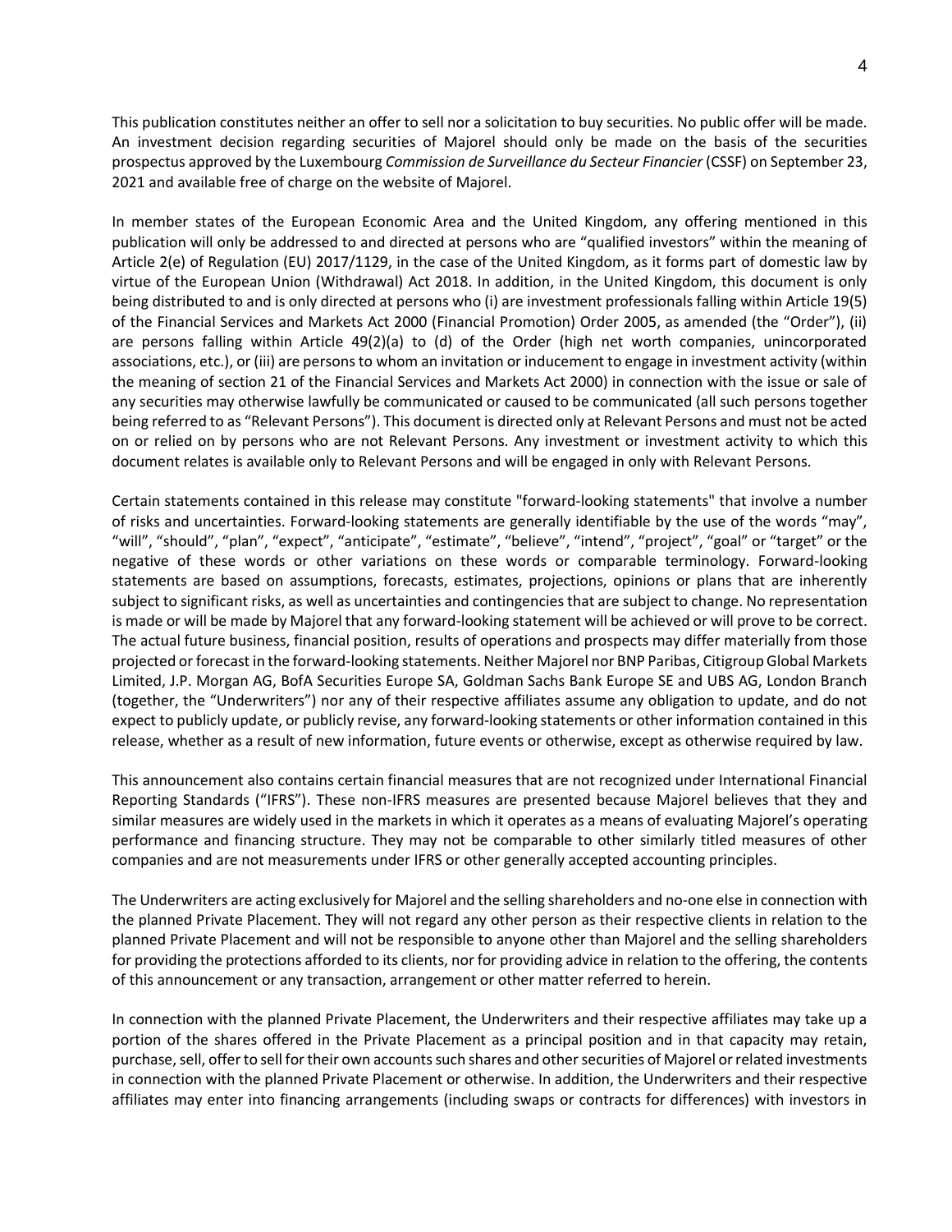This publication constitutes neither an offer to sell nor a solicitation to buy securities. No public offer will be made. An investment decision regarding securities of Majorel should only be made on the basis of the securities prospectus approved by the Luxembourg *Commission de Surveillance du Secteur Financier* (CSSF) on September 23, 2021 and available free of charge on the website of Majorel.

In member states of the European Economic Area and the United Kingdom, any offering mentioned in this publication will only be addressed to and directed at persons who are "qualified investors" within the meaning of Article 2(e) of Regulation (EU) 2017/1129, in the case of the United Kingdom, as it forms part of domestic law by virtue of the European Union (Withdrawal) Act 2018. In addition, in the United Kingdom, this document is only being distributed to and is only directed at persons who (i) are investment professionals falling within Article 19(5) of the Financial Services and Markets Act 2000 (Financial Promotion) Order 2005, as amended (the "Order"), (ii) are persons falling within Article 49(2)(a) to (d) of the Order (high net worth companies, unincorporated associations, etc.), or (iii) are persons to whom an invitation or inducement to engage in investment activity (within the meaning of section 21 of the Financial Services and Markets Act 2000) in connection with the issue or sale of any securities may otherwise lawfully be communicated or caused to be communicated (all such persons together being referred to as "Relevant Persons"). This document is directed only at Relevant Persons and must not be acted on or relied on by persons who are not Relevant Persons. Any investment or investment activity to which this document relates is available only to Relevant Persons and will be engaged in only with Relevant Persons.

Certain statements contained in this release may constitute "forward-looking statements" that involve a number of risks and uncertainties. Forward-looking statements are generally identifiable by the use of the words "may", "will", "should", "plan", "expect", "anticipate", "estimate", "believe", "intend", "project", "goal" or "target" or the negative of these words or other variations on these words or comparable terminology. Forward-looking statements are based on assumptions, forecasts, estimates, projections, opinions or plans that are inherently subject to significant risks, as well as uncertainties and contingencies that are subject to change. No representation is made or will be made by Majorel that any forward-looking statement will be achieved or will prove to be correct. The actual future business, financial position, results of operations and prospects may differ materially from those projected or forecast in the forward-looking statements. Neither Majorel nor BNP Paribas, Citigroup Global Markets Limited, J.P. Morgan AG, BofA Securities Europe SA, Goldman Sachs Bank Europe SE and UBS AG, London Branch (together, the "Underwriters") nor any of their respective affiliates assume any obligation to update, and do not expect to publicly update, or publicly revise, any forward-looking statements or other information contained in this release, whether as a result of new information, future events or otherwise, except as otherwise required by law.

This announcement also contains certain financial measures that are not recognized under International Financial Reporting Standards ("IFRS"). These non-IFRS measures are presented because Majorel believes that they and similar measures are widely used in the markets in which it operates as a means of evaluating Majorel's operating performance and financing structure. They may not be comparable to other similarly titled measures of other companies and are not measurements under IFRS or other generally accepted accounting principles.

The Underwriters are acting exclusively for Majorel and the selling shareholders and no-one else in connection with the planned Private Placement. They will not regard any other person as their respective clients in relation to the planned Private Placement and will not be responsible to anyone other than Majorel and the selling shareholders for providing the protections afforded to its clients, nor for providing advice in relation to the offering, the contents of this announcement or any transaction, arrangement or other matter referred to herein.

In connection with the planned Private Placement, the Underwriters and their respective affiliates may take up a portion of the shares offered in the Private Placement as a principal position and in that capacity may retain, purchase, sell, offer to sell for their own accounts such shares and other securities of Majorel or related investments in connection with the planned Private Placement or otherwise. In addition, the Underwriters and their respective affiliates may enter into financing arrangements (including swaps or contracts for differences) with investors in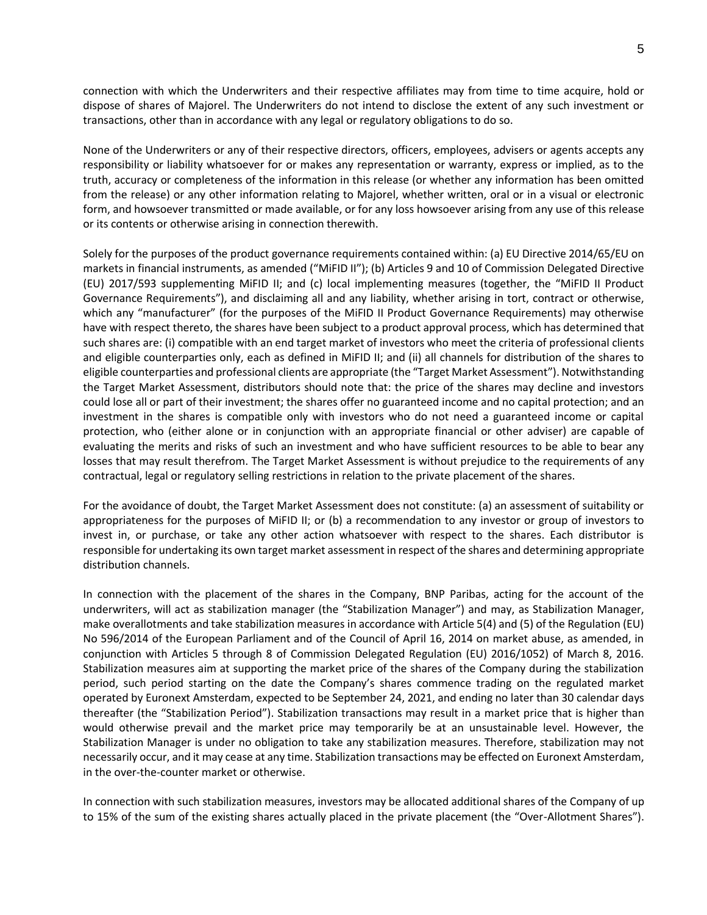connection with which the Underwriters and their respective affiliates may from time to time acquire, hold or dispose of shares of Majorel. The Underwriters do not intend to disclose the extent of any such investment or transactions, other than in accordance with any legal or regulatory obligations to do so.

None of the Underwriters or any of their respective directors, officers, employees, advisers or agents accepts any responsibility or liability whatsoever for or makes any representation or warranty, express or implied, as to the truth, accuracy or completeness of the information in this release (or whether any information has been omitted from the release) or any other information relating to Majorel, whether written, oral or in a visual or electronic form, and howsoever transmitted or made available, or for any loss howsoever arising from any use of this release or its contents or otherwise arising in connection therewith.

Solely for the purposes of the product governance requirements contained within: (a) EU Directive 2014/65/EU on markets in financial instruments, as amended ("MiFID II"); (b) Articles 9 and 10 of Commission Delegated Directive (EU) 2017/593 supplementing MiFID II; and (c) local implementing measures (together, the "MiFID II Product Governance Requirements"), and disclaiming all and any liability, whether arising in tort, contract or otherwise, which any "manufacturer" (for the purposes of the MiFID II Product Governance Requirements) may otherwise have with respect thereto, the shares have been subject to a product approval process, which has determined that such shares are: (i) compatible with an end target market of investors who meet the criteria of professional clients and eligible counterparties only, each as defined in MiFID II; and (ii) all channels for distribution of the shares to eligible counterparties and professional clients are appropriate (the "Target Market Assessment"). Notwithstanding the Target Market Assessment, distributors should note that: the price of the shares may decline and investors could lose all or part of their investment; the shares offer no guaranteed income and no capital protection; and an investment in the shares is compatible only with investors who do not need a guaranteed income or capital protection, who (either alone or in conjunction with an appropriate financial or other adviser) are capable of evaluating the merits and risks of such an investment and who have sufficient resources to be able to bear any losses that may result therefrom. The Target Market Assessment is without prejudice to the requirements of any contractual, legal or regulatory selling restrictions in relation to the private placement of the shares.

For the avoidance of doubt, the Target Market Assessment does not constitute: (a) an assessment of suitability or appropriateness for the purposes of MiFID II; or (b) a recommendation to any investor or group of investors to invest in, or purchase, or take any other action whatsoever with respect to the shares. Each distributor is responsible for undertaking its own target market assessment in respect of the shares and determining appropriate distribution channels.

In connection with the placement of the shares in the Company, BNP Paribas, acting for the account of the underwriters, will act as stabilization manager (the "Stabilization Manager") and may, as Stabilization Manager, make overallotments and take stabilization measures in accordance with Article 5(4) and (5) of the Regulation (EU) No 596/2014 of the European Parliament and of the Council of April 16, 2014 on market abuse, as amended, in conjunction with Articles 5 through 8 of Commission Delegated Regulation (EU) 2016/1052) of March 8, 2016. Stabilization measures aim at supporting the market price of the shares of the Company during the stabilization period, such period starting on the date the Company's shares commence trading on the regulated market operated by Euronext Amsterdam, expected to be September 24, 2021, and ending no later than 30 calendar days thereafter (the "Stabilization Period"). Stabilization transactions may result in a market price that is higher than would otherwise prevail and the market price may temporarily be at an unsustainable level. However, the Stabilization Manager is under no obligation to take any stabilization measures. Therefore, stabilization may not necessarily occur, and it may cease at any time. Stabilization transactions may be effected on Euronext Amsterdam, in the over-the-counter market or otherwise.

In connection with such stabilization measures, investors may be allocated additional shares of the Company of up to 15% of the sum of the existing shares actually placed in the private placement (the "Over-Allotment Shares").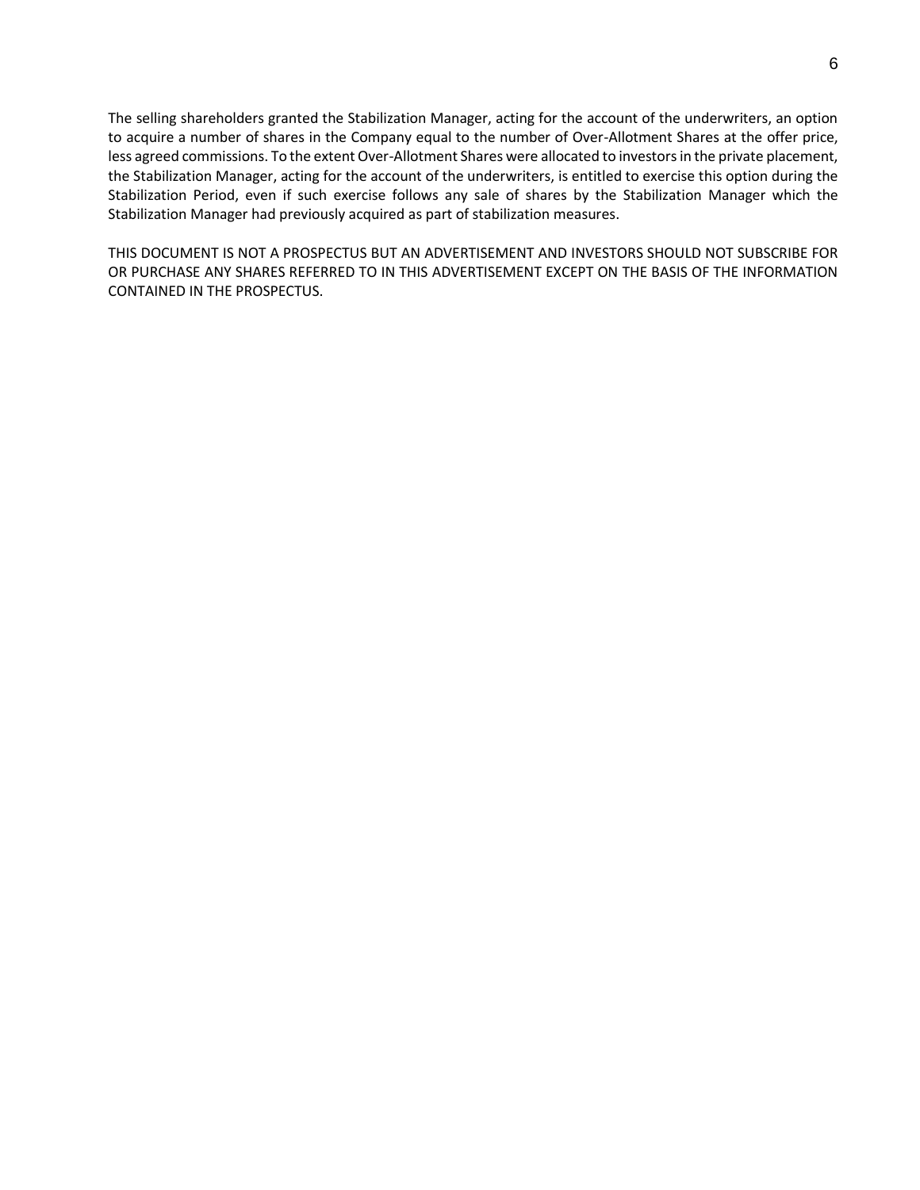The selling shareholders granted the Stabilization Manager, acting for the account of the underwriters, an option to acquire a number of shares in the Company equal to the number of Over-Allotment Shares at the offer price, less agreed commissions. To the extent Over-Allotment Shares were allocated to investors in the private placement, the Stabilization Manager, acting for the account of the underwriters, is entitled to exercise this option during the Stabilization Period, even if such exercise follows any sale of shares by the Stabilization Manager which the Stabilization Manager had previously acquired as part of stabilization measures.

THIS DOCUMENT IS NOT A PROSPECTUS BUT AN ADVERTISEMENT AND INVESTORS SHOULD NOT SUBSCRIBE FOR OR PURCHASE ANY SHARES REFERRED TO IN THIS ADVERTISEMENT EXCEPT ON THE BASIS OF THE INFORMATION CONTAINED IN THE PROSPECTUS.